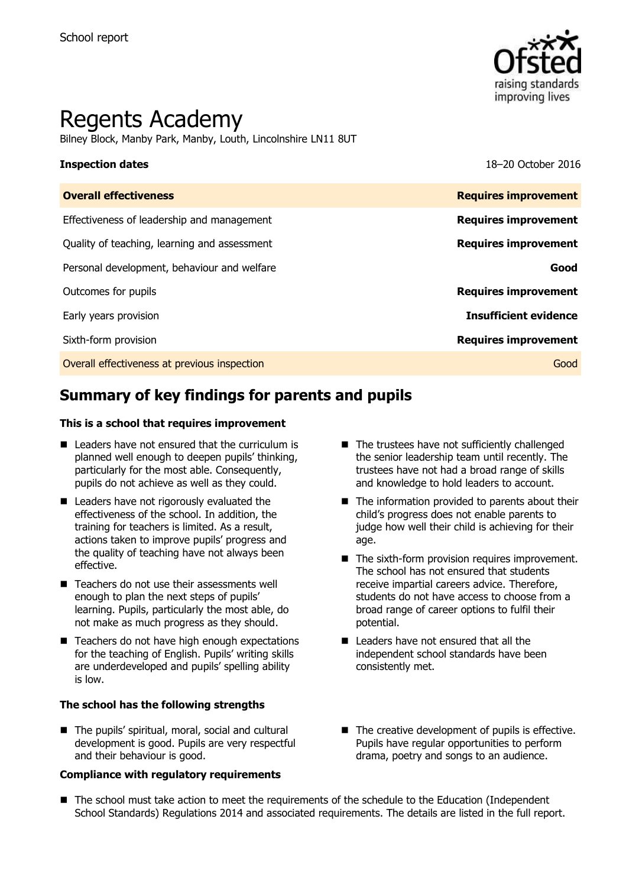School report

# Regents Academy

Bilney Block, Manby Park, Manby, Louth, Lincolnshire LN11 8UT

| **Inspection dates** | 18–20 October 2016 |
| --- | --- |
| **Overall effectiveness** | **Requires improvement** |
| Effectiveness of leadership and management | **Requires improvement** |
| Quality of teaching, learning and assessment | **Requires improvement** |
| Personal development, behaviour and welfare | **Good** |
| Outcomes for pupils | **Requires improvement** |
| Early years provision | **Insufficient evidence** |
| Sixth-form provision | **Requires improvement** |
| Overall effectiveness at previous inspection | Good |

## Summary of key findings for parents and pupils

### This is a school that requires improvement

- Leaders have not ensured that the curriculum is planned well enough to deepen pupils' thinking, particularly for the most able. Consequently, pupils do not achieve as well as they could.
- Leaders have not rigorously evaluated the effectiveness of the school. In addition, the training for teachers is limited. As a result, actions taken to improve pupils' progress and the quality of teaching have not always been effective.
- Teachers do not use their assessments well enough to plan the next steps of pupils' learning. Pupils, particularly the most able, do not make as much progress as they should.
- Teachers do not have high enough expectations for the teaching of English. Pupils' writing skills are underdeveloped and pupils' spelling ability is low.
- The trustees have not sufficiently challenged the senior leadership team until recently. The trustees have not had a broad range of skills and knowledge to hold leaders to account.
- The information provided to parents about their child's progress does not enable parents to judge how well their child is achieving for their age.
- The sixth-form provision requires improvement. The school has not ensured that students receive impartial careers advice. Therefore, students do not have access to choose from a broad range of career options to fulfil their potential.
- Leaders have not ensured that all the independent school standards have been consistently met.

### The school has the following strengths

- The pupils' spiritual, moral, social and cultural development is good. Pupils are very respectful and their behaviour is good.
- The creative development of pupils is effective. Pupils have regular opportunities to perform drama, poetry and songs to an audience.

### Compliance with regulatory requirements

- The school must take action to meet the requirements of the schedule to the Education (Independent School Standards) Regulations 2014 and associated requirements. The details are listed in the full report.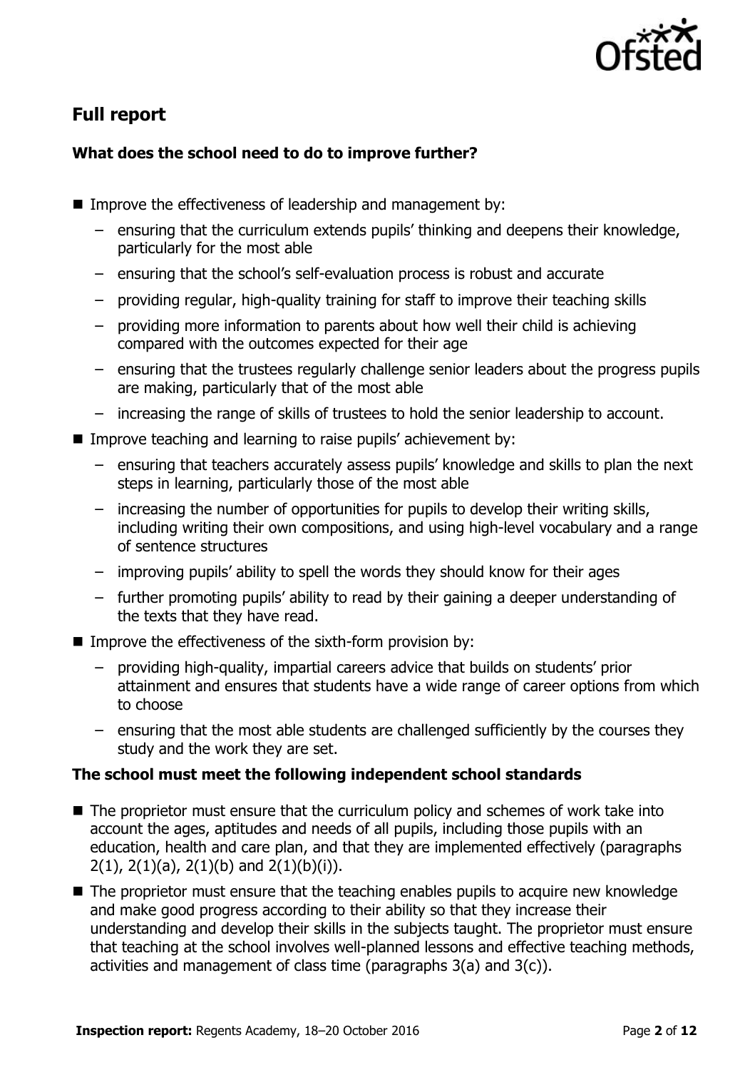## Full report

### What does the school need to do to improve further?

- Improve the effectiveness of leadership and management by:
  - ensuring that the curriculum extends pupils' thinking and deepens their knowledge, particularly for the most able
  - ensuring that the school's self-evaluation process is robust and accurate
  - providing regular, high-quality training for staff to improve their teaching skills
  - providing more information to parents about how well their child is achieving compared with the outcomes expected for their age
  - ensuring that the trustees regularly challenge senior leaders about the progress pupils are making, particularly that of the most able
  - increasing the range of skills of trustees to hold the senior leadership to account.
- Improve teaching and learning to raise pupils' achievement by:
  - ensuring that teachers accurately assess pupils' knowledge and skills to plan the next steps in learning, particularly those of the most able
  - increasing the number of opportunities for pupils to develop their writing skills, including writing their own compositions, and using high-level vocabulary and a range of sentence structures
  - improving pupils' ability to spell the words they should know for their ages
  - further promoting pupils' ability to read by their gaining a deeper understanding of the texts that they have read.
- Improve the effectiveness of the sixth-form provision by:
  - providing high-quality, impartial careers advice that builds on students' prior attainment and ensures that students have a wide range of career options from which to choose
  - ensuring that the most able students are challenged sufficiently by the courses they study and the work they are set.

### The school must meet the following independent school standards

- The proprietor must ensure that the curriculum policy and schemes of work take into account the ages, aptitudes and needs of all pupils, including those pupils with an education, health and care plan, and that they are implemented effectively (paragraphs 2(1), 2(1)(a), 2(1)(b) and 2(1)(b)(i)).
- The proprietor must ensure that the teaching enables pupils to acquire new knowledge and make good progress according to their ability so that they increase their understanding and develop their skills in the subjects taught. The proprietor must ensure that teaching at the school involves well-planned lessons and effective teaching methods, activities and management of class time (paragraphs 3(a) and 3(c)).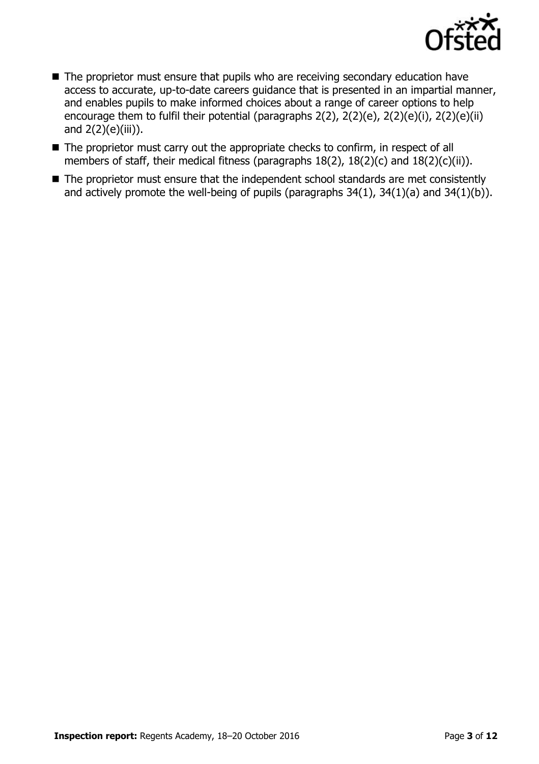- The proprietor must ensure that pupils who are receiving secondary education have access to accurate, up-to-date careers guidance that is presented in an impartial manner, and enables pupils to make informed choices about a range of career options to help encourage them to fulfil their potential (paragraphs 2(2), 2(2)(e), 2(2)(e)(i), 2(2)(e)(ii) and 2(2)(e)(iii)).
- The proprietor must carry out the appropriate checks to confirm, in respect of all members of staff, their medical fitness (paragraphs 18(2), 18(2)(c) and 18(2)(c)(ii)).
- The proprietor must ensure that the independent school standards are met consistently and actively promote the well-being of pupils (paragraphs 34(1), 34(1)(a) and 34(1)(b)).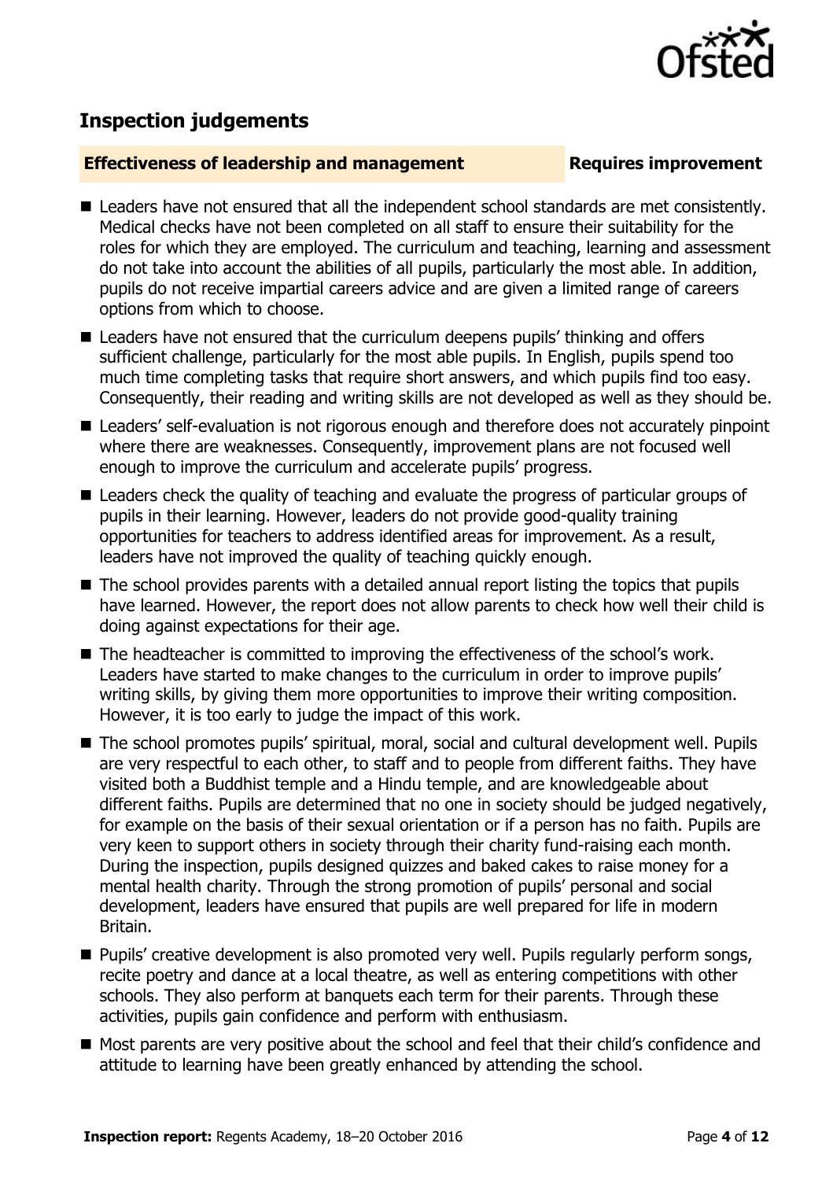## Inspection judgements

**Effectiveness of leadership and management** — **Requires improvement**

- Leaders have not ensured that all the independent school standards are met consistently. Medical checks have not been completed on all staff to ensure their suitability for the roles for which they are employed. The curriculum and teaching, learning and assessment do not take into account the abilities of all pupils, particularly the most able. In addition, pupils do not receive impartial careers advice and are given a limited range of careers options from which to choose.
- Leaders have not ensured that the curriculum deepens pupils' thinking and offers sufficient challenge, particularly for the most able pupils. In English, pupils spend too much time completing tasks that require short answers, and which pupils find too easy. Consequently, their reading and writing skills are not developed as well as they should be.
- Leaders' self-evaluation is not rigorous enough and therefore does not accurately pinpoint where there are weaknesses. Consequently, improvement plans are not focused well enough to improve the curriculum and accelerate pupils' progress.
- Leaders check the quality of teaching and evaluate the progress of particular groups of pupils in their learning. However, leaders do not provide good-quality training opportunities for teachers to address identified areas for improvement. As a result, leaders have not improved the quality of teaching quickly enough.
- The school provides parents with a detailed annual report listing the topics that pupils have learned. However, the report does not allow parents to check how well their child is doing against expectations for their age.
- The headteacher is committed to improving the effectiveness of the school's work. Leaders have started to make changes to the curriculum in order to improve pupils' writing skills, by giving them more opportunities to improve their writing composition. However, it is too early to judge the impact of this work.
- The school promotes pupils' spiritual, moral, social and cultural development well. Pupils are very respectful to each other, to staff and to people from different faiths. They have visited both a Buddhist temple and a Hindu temple, and are knowledgeable about different faiths. Pupils are determined that no one in society should be judged negatively, for example on the basis of their sexual orientation or if a person has no faith. Pupils are very keen to support others in society through their charity fund-raising each month. During the inspection, pupils designed quizzes and baked cakes to raise money for a mental health charity. Through the strong promotion of pupils' personal and social development, leaders have ensured that pupils are well prepared for life in modern Britain.
- Pupils' creative development is also promoted very well. Pupils regularly perform songs, recite poetry and dance at a local theatre, as well as entering competitions with other schools. They also perform at banquets each term for their parents. Through these activities, pupils gain confidence and perform with enthusiasm.
- Most parents are very positive about the school and feel that their child's confidence and attitude to learning have been greatly enhanced by attending the school.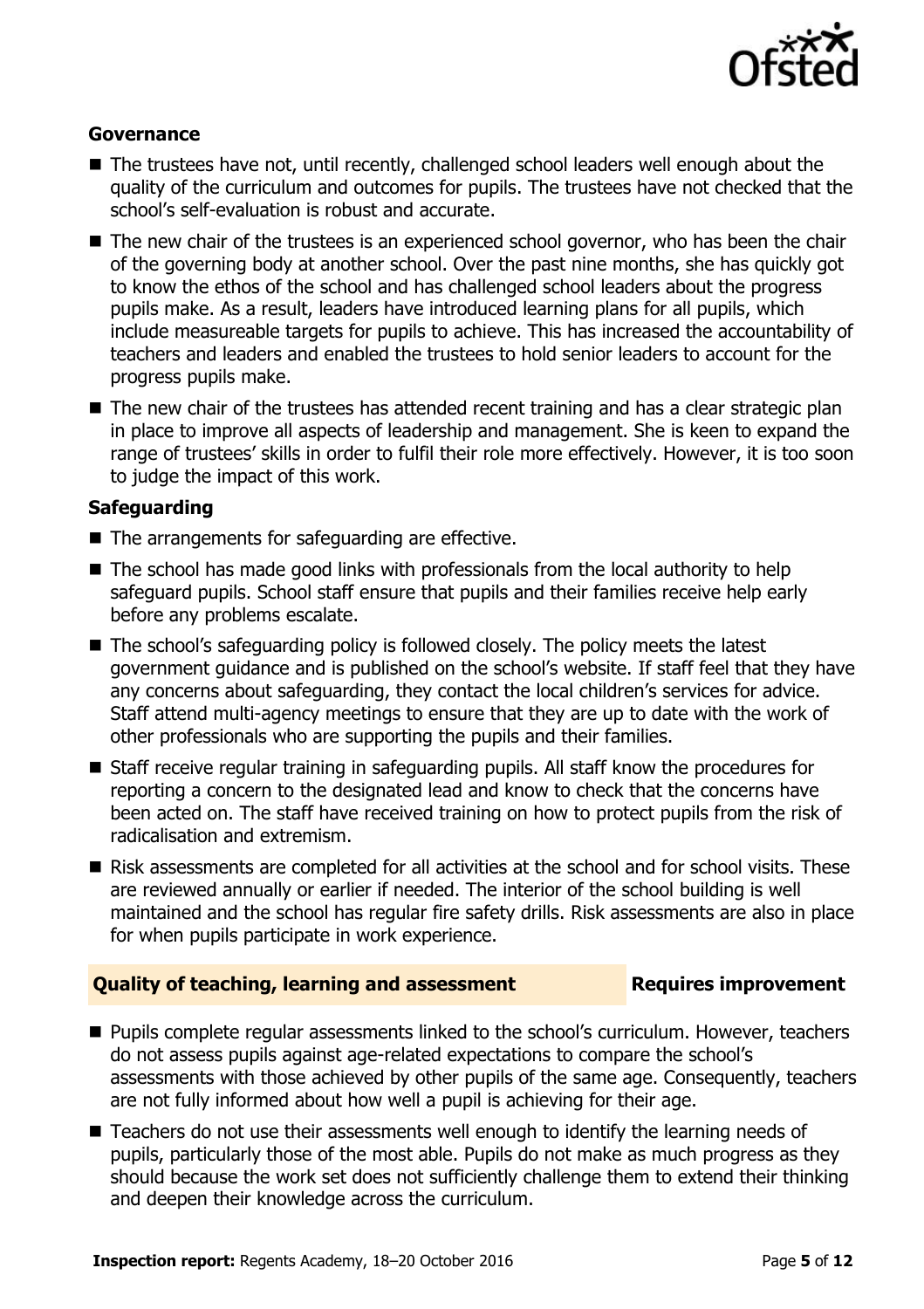### Governance

- The trustees have not, until recently, challenged school leaders well enough about the quality of the curriculum and outcomes for pupils. The trustees have not checked that the school's self-evaluation is robust and accurate.
- The new chair of the trustees is an experienced school governor, who has been the chair of the governing body at another school. Over the past nine months, she has quickly got to know the ethos of the school and has challenged school leaders about the progress pupils make. As a result, leaders have introduced learning plans for all pupils, which include measureable targets for pupils to achieve. This has increased the accountability of teachers and leaders and enabled the trustees to hold senior leaders to account for the progress pupils make.
- The new chair of the trustees has attended recent training and has a clear strategic plan in place to improve all aspects of leadership and management. She is keen to expand the range of trustees' skills in order to fulfil their role more effectively. However, it is too soon to judge the impact of this work.

### Safeguarding

- The arrangements for safeguarding are effective.
- The school has made good links with professionals from the local authority to help safeguard pupils. School staff ensure that pupils and their families receive help early before any problems escalate.
- The school's safeguarding policy is followed closely. The policy meets the latest government guidance and is published on the school's website. If staff feel that they have any concerns about safeguarding, they contact the local children's services for advice. Staff attend multi-agency meetings to ensure that they are up to date with the work of other professionals who are supporting the pupils and their families.
- Staff receive regular training in safeguarding pupils. All staff know the procedures for reporting a concern to the designated lead and know to check that the concerns have been acted on. The staff have received training on how to protect pupils from the risk of radicalisation and extremism.
- Risk assessments are completed for all activities at the school and for school visits. These are reviewed annually or earlier if needed. The interior of the school building is well maintained and the school has regular fire safety drills. Risk assessments are also in place for when pupils participate in work experience.

## Quality of teaching, learning and assessment — Requires improvement

- Pupils complete regular assessments linked to the school's curriculum. However, teachers do not assess pupils against age-related expectations to compare the school's assessments with those achieved by other pupils of the same age. Consequently, teachers are not fully informed about how well a pupil is achieving for their age.
- Teachers do not use their assessments well enough to identify the learning needs of pupils, particularly those of the most able. Pupils do not make as much progress as they should because the work set does not sufficiently challenge them to extend their thinking and deepen their knowledge across the curriculum.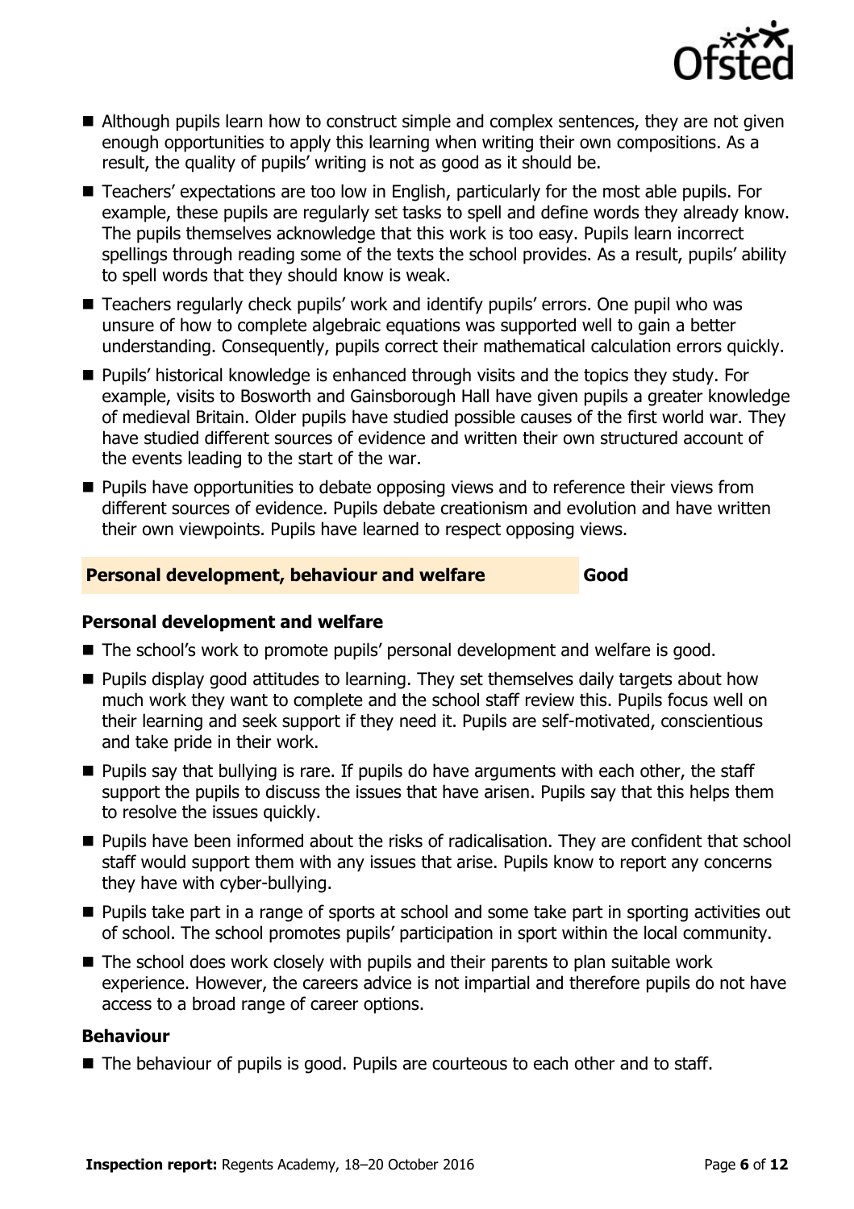- Although pupils learn how to construct simple and complex sentences, they are not given enough opportunities to apply this learning when writing their own compositions. As a result, the quality of pupils' writing is not as good as it should be.
- Teachers' expectations are too low in English, particularly for the most able pupils. For example, these pupils are regularly set tasks to spell and define words they already know. The pupils themselves acknowledge that this work is too easy. Pupils learn incorrect spellings through reading some of the texts the school provides. As a result, pupils' ability to spell words that they should know is weak.
- Teachers regularly check pupils' work and identify pupils' errors. One pupil who was unsure of how to complete algebraic equations was supported well to gain a better understanding. Consequently, pupils correct their mathematical calculation errors quickly.
- Pupils' historical knowledge is enhanced through visits and the topics they study. For example, visits to Bosworth and Gainsborough Hall have given pupils a greater knowledge of medieval Britain. Older pupils have studied possible causes of the first world war. They have studied different sources of evidence and written their own structured account of the events leading to the start of the war.
- Pupils have opportunities to debate opposing views and to reference their views from different sources of evidence. Pupils debate creationism and evolution and have written their own viewpoints. Pupils have learned to respect opposing views.

## Personal development, behaviour and welfare — Good

### Personal development and welfare

- The school's work to promote pupils' personal development and welfare is good.
- Pupils display good attitudes to learning. They set themselves daily targets about how much work they want to complete and the school staff review this. Pupils focus well on their learning and seek support if they need it. Pupils are self-motivated, conscientious and take pride in their work.
- Pupils say that bullying is rare. If pupils do have arguments with each other, the staff support the pupils to discuss the issues that have arisen. Pupils say that this helps them to resolve the issues quickly.
- Pupils have been informed about the risks of radicalisation. They are confident that school staff would support them with any issues that arise. Pupils know to report any concerns they have with cyber-bullying.
- Pupils take part in a range of sports at school and some take part in sporting activities out of school. The school promotes pupils' participation in sport within the local community.
- The school does work closely with pupils and their parents to plan suitable work experience. However, the careers advice is not impartial and therefore pupils do not have access to a broad range of career options.

### Behaviour

- The behaviour of pupils is good. Pupils are courteous to each other and to staff.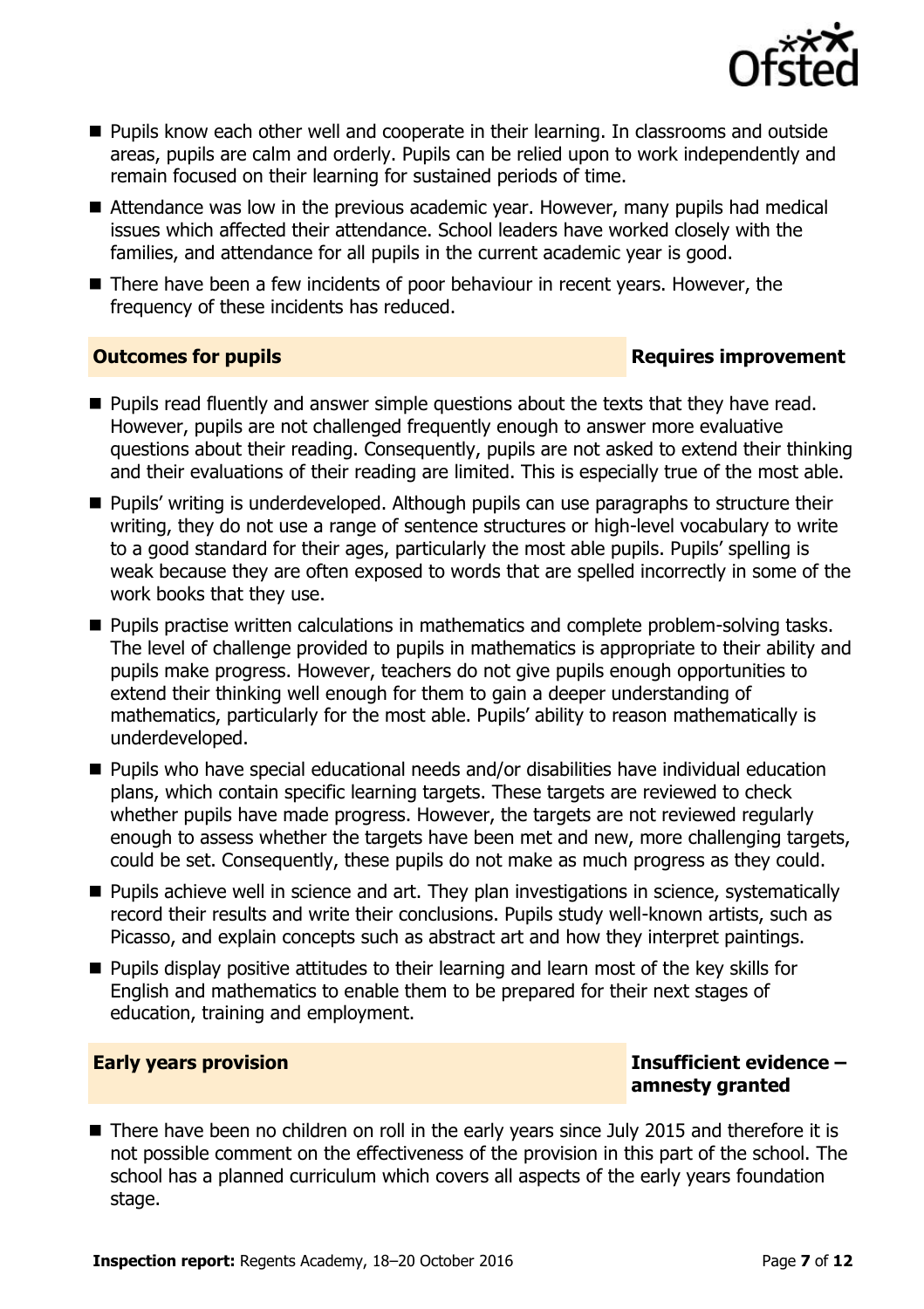- Pupils know each other well and cooperate in their learning. In classrooms and outside areas, pupils are calm and orderly. Pupils can be relied upon to work independently and remain focused on their learning for sustained periods of time.
- Attendance was low in the previous academic year. However, many pupils had medical issues which affected their attendance. School leaders have worked closely with the families, and attendance for all pupils in the current academic year is good.
- There have been a few incidents of poor behaviour in recent years. However, the frequency of these incidents has reduced.

## Outcomes for pupils — Requires improvement

- Pupils read fluently and answer simple questions about the texts that they have read. However, pupils are not challenged frequently enough to answer more evaluative questions about their reading. Consequently, pupils are not asked to extend their thinking and their evaluations of their reading are limited. This is especially true of the most able.
- Pupils' writing is underdeveloped. Although pupils can use paragraphs to structure their writing, they do not use a range of sentence structures or high-level vocabulary to write to a good standard for their ages, particularly the most able pupils. Pupils' spelling is weak because they are often exposed to words that are spelled incorrectly in some of the work books that they use.
- Pupils practise written calculations in mathematics and complete problem-solving tasks. The level of challenge provided to pupils in mathematics is appropriate to their ability and pupils make progress. However, teachers do not give pupils enough opportunities to extend their thinking well enough for them to gain a deeper understanding of mathematics, particularly for the most able. Pupils' ability to reason mathematically is underdeveloped.
- Pupils who have special educational needs and/or disabilities have individual education plans, which contain specific learning targets. These targets are reviewed to check whether pupils have made progress. However, the targets are not reviewed regularly enough to assess whether the targets have been met and new, more challenging targets, could be set. Consequently, these pupils do not make as much progress as they could.
- Pupils achieve well in science and art. They plan investigations in science, systematically record their results and write their conclusions. Pupils study well-known artists, such as Picasso, and explain concepts such as abstract art and how they interpret paintings.
- Pupils display positive attitudes to their learning and learn most of the key skills for English and mathematics to enable them to be prepared for their next stages of education, training and employment.

## Early years provision — Insufficient evidence – amnesty granted

- There have been no children on roll in the early years since July 2015 and therefore it is not possible comment on the effectiveness of the provision in this part of the school. The school has a planned curriculum which covers all aspects of the early years foundation stage.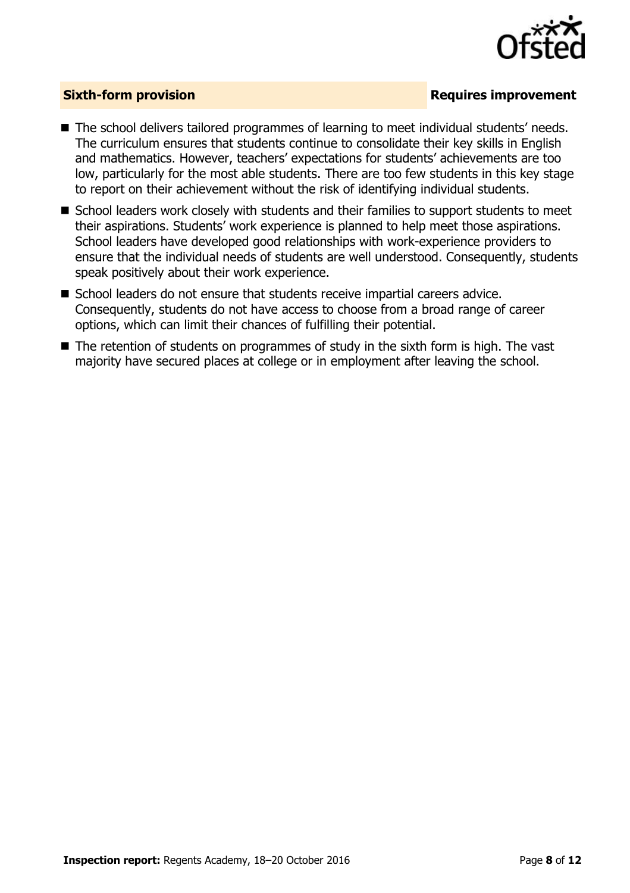## Sixth-form provision — Requires improvement

- The school delivers tailored programmes of learning to meet individual students' needs. The curriculum ensures that students continue to consolidate their key skills in English and mathematics. However, teachers' expectations for students' achievements are too low, particularly for the most able students. There are too few students in this key stage to report on their achievement without the risk of identifying individual students.
- School leaders work closely with students and their families to support students to meet their aspirations. Students' work experience is planned to help meet those aspirations. School leaders have developed good relationships with work-experience providers to ensure that the individual needs of students are well understood. Consequently, students speak positively about their work experience.
- School leaders do not ensure that students receive impartial careers advice. Consequently, students do not have access to choose from a broad range of career options, which can limit their chances of fulfilling their potential.
- The retention of students on programmes of study in the sixth form is high. The vast majority have secured places at college or in employment after leaving the school.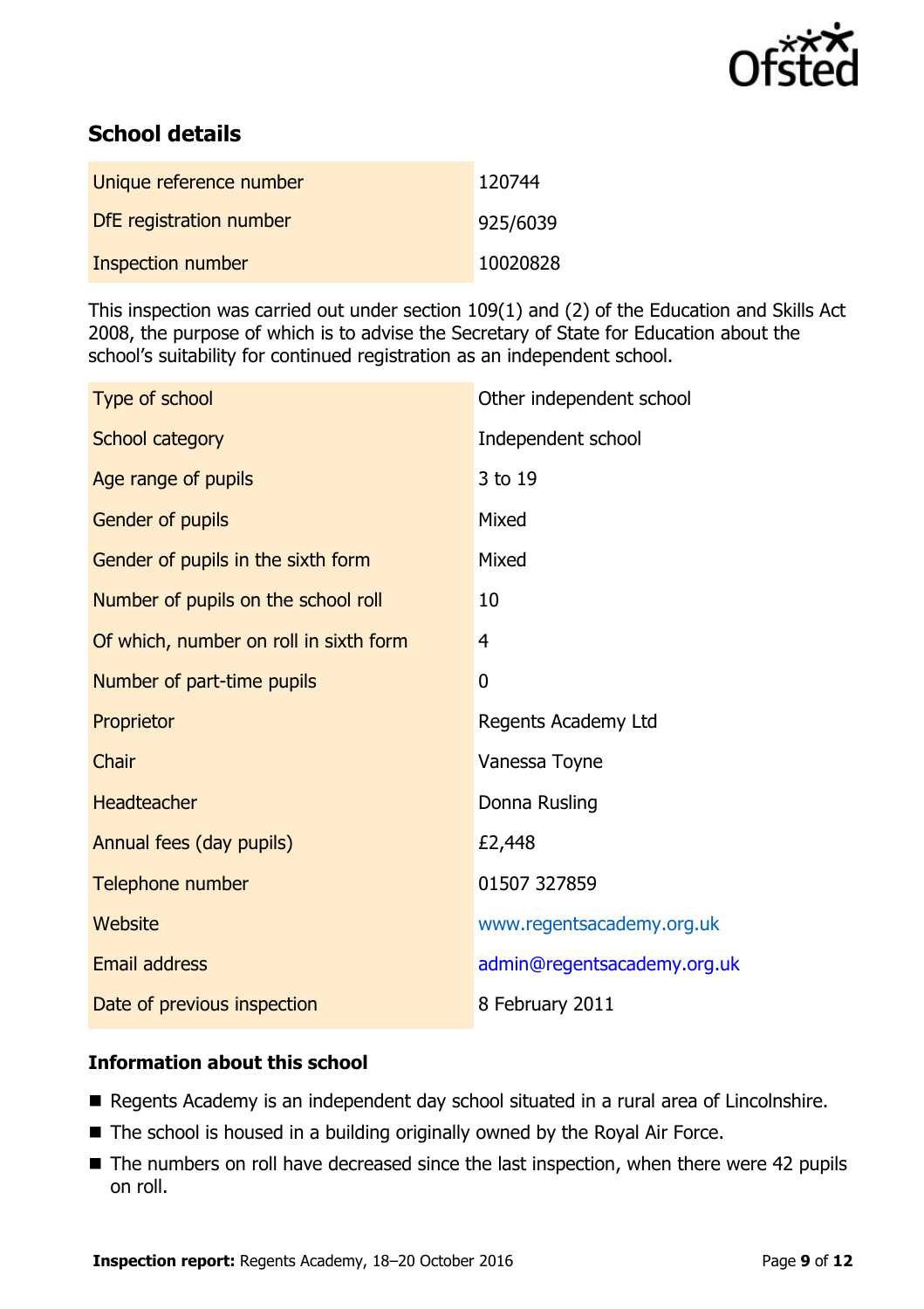## School details

| | |
|---|---|
| Unique reference number | 120744 |
| DfE registration number | 925/6039 |
| Inspection number | 10020828 |

This inspection was carried out under section 109(1) and (2) of the Education and Skills Act 2008, the purpose of which is to advise the Secretary of State for Education about the school's suitability for continued registration as an independent school.

| | |
|---|---|
| Type of school | Other independent school |
| School category | Independent school |
| Age range of pupils | 3 to 19 |
| Gender of pupils | Mixed |
| Gender of pupils in the sixth form | Mixed |
| Number of pupils on the school roll | 10 |
| Of which, number on roll in sixth form | 4 |
| Number of part-time pupils | 0 |
| Proprietor | Regents Academy Ltd |
| Chair | Vanessa Toyne |
| Headteacher | Donna Rusling |
| Annual fees (day pupils) | £2,448 |
| Telephone number | 01507 327859 |
| Website | www.regentsacademy.org.uk |
| Email address | admin@regentsacademy.org.uk |
| Date of previous inspection | 8 February 2011 |

### Information about this school

- Regents Academy is an independent day school situated in a rural area of Lincolnshire.
- The school is housed in a building originally owned by the Royal Air Force.
- The numbers on roll have decreased since the last inspection, when there were 42 pupils on roll.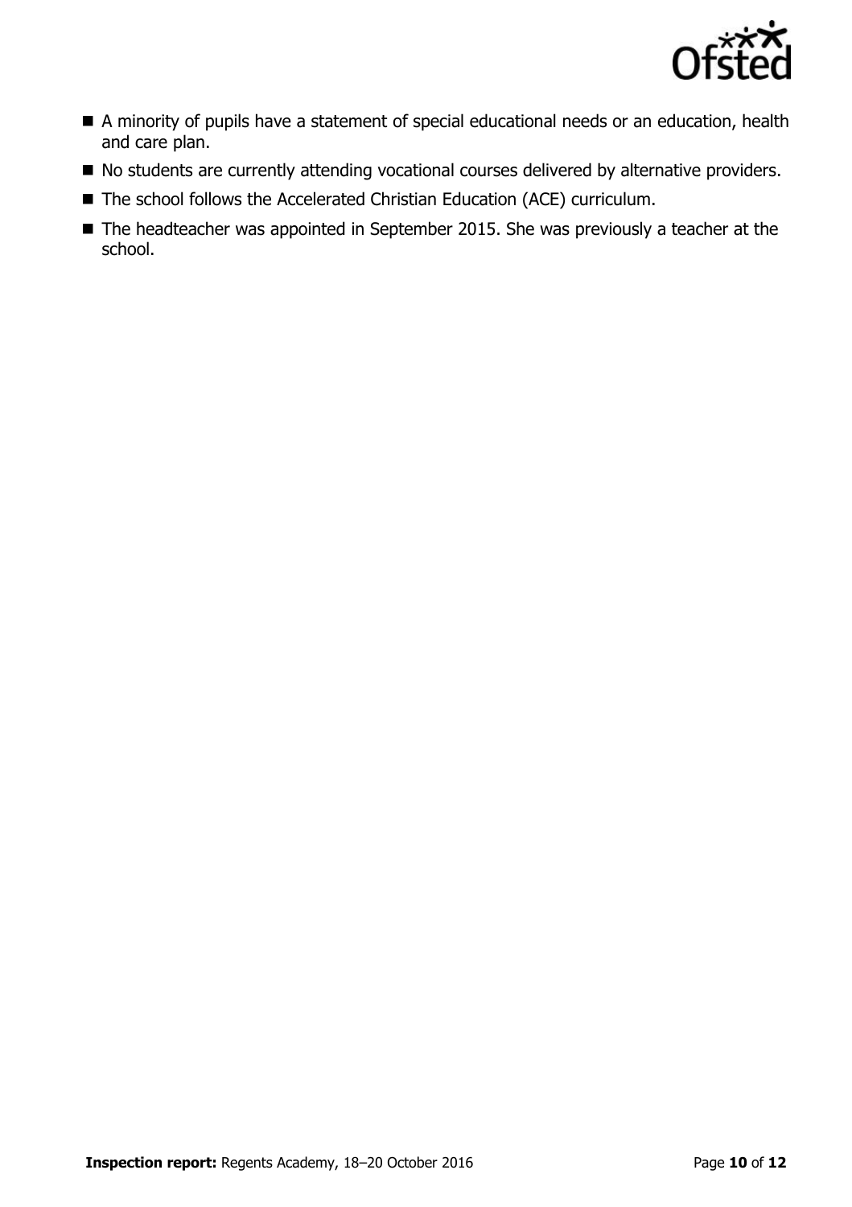- A minority of pupils have a statement of special educational needs or an education, health and care plan.
- No students are currently attending vocational courses delivered by alternative providers.
- The school follows the Accelerated Christian Education (ACE) curriculum.
- The headteacher was appointed in September 2015. She was previously a teacher at the school.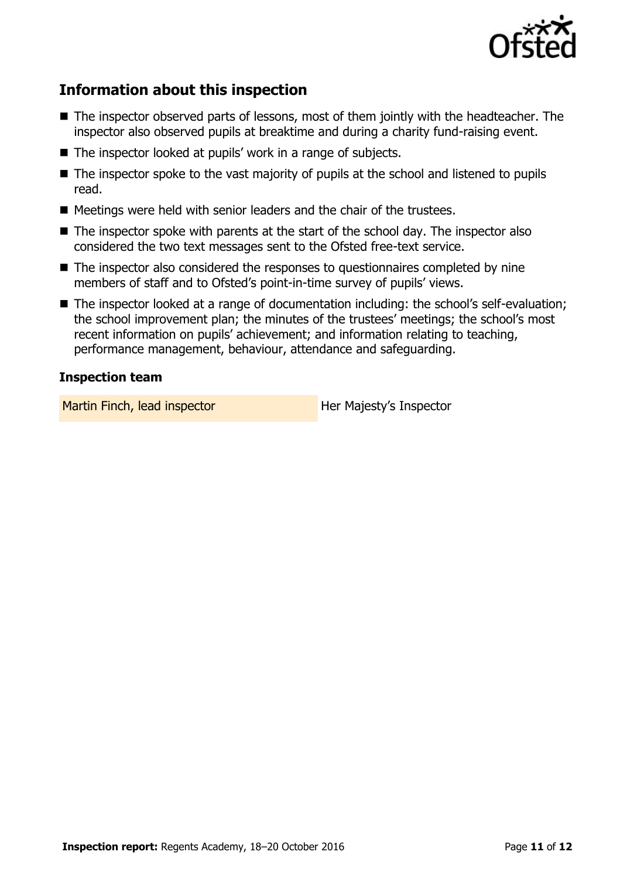## Information about this inspection

- The inspector observed parts of lessons, most of them jointly with the headteacher. The inspector also observed pupils at breaktime and during a charity fund-raising event.
- The inspector looked at pupils' work in a range of subjects.
- The inspector spoke to the vast majority of pupils at the school and listened to pupils read.
- Meetings were held with senior leaders and the chair of the trustees.
- The inspector spoke with parents at the start of the school day. The inspector also considered the two text messages sent to the Ofsted free-text service.
- The inspector also considered the responses to questionnaires completed by nine members of staff and to Ofsted's point-in-time survey of pupils' views.
- The inspector looked at a range of documentation including: the school's self-evaluation; the school improvement plan; the minutes of the trustees' meetings; the school's most recent information on pupils' achievement; and information relating to teaching, performance management, behaviour, attendance and safeguarding.

### Inspection team

| | |
|---|---|
| Martin Finch, lead inspector | Her Majesty's Inspector |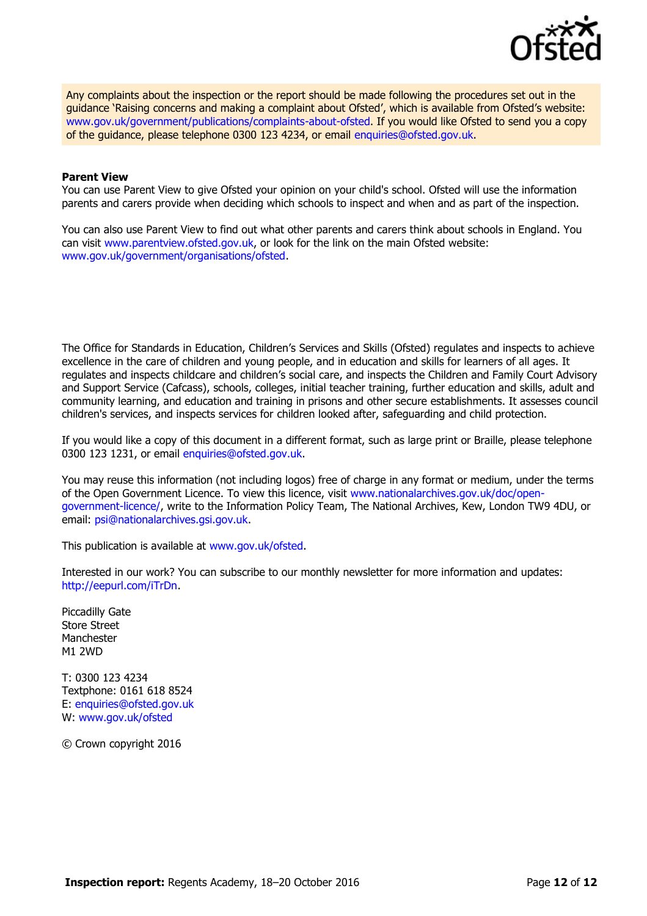Any complaints about the inspection or the report should be made following the procedures set out in the guidance 'Raising concerns and making a complaint about Ofsted', which is available from Ofsted's website: www.gov.uk/government/publications/complaints-about-ofsted. If you would like Ofsted to send you a copy of the guidance, please telephone 0300 123 4234, or email enquiries@ofsted.gov.uk.

**Parent View**

You can use Parent View to give Ofsted your opinion on your child's school. Ofsted will use the information parents and carers provide when deciding which schools to inspect and when and as part of the inspection.

You can also use Parent View to find out what other parents and carers think about schools in England. You can visit www.parentview.ofsted.gov.uk, or look for the link on the main Ofsted website: www.gov.uk/government/organisations/ofsted.

The Office for Standards in Education, Children's Services and Skills (Ofsted) regulates and inspects to achieve excellence in the care of children and young people, and in education and skills for learners of all ages. It regulates and inspects childcare and children's social care, and inspects the Children and Family Court Advisory and Support Service (Cafcass), schools, colleges, initial teacher training, further education and skills, adult and community learning, and education and training in prisons and other secure establishments. It assesses council children's services, and inspects services for children looked after, safeguarding and child protection.

If you would like a copy of this document in a different format, such as large print or Braille, please telephone 0300 123 1231, or email enquiries@ofsted.gov.uk.

You may reuse this information (not including logos) free of charge in any format or medium, under the terms of the Open Government Licence. To view this licence, visit www.nationalarchives.gov.uk/doc/open-government-licence/, write to the Information Policy Team, The National Archives, Kew, London TW9 4DU, or email: psi@nationalarchives.gsi.gov.uk.

This publication is available at www.gov.uk/ofsted.

Interested in our work? You can subscribe to our monthly newsletter for more information and updates: http://eepurl.com/iTrDn.

Piccadilly Gate
Store Street
Manchester
M1 2WD

T: 0300 123 4234
Textphone: 0161 618 8524
E: enquiries@ofsted.gov.uk
W: www.gov.uk/ofsted

© Crown copyright 2016